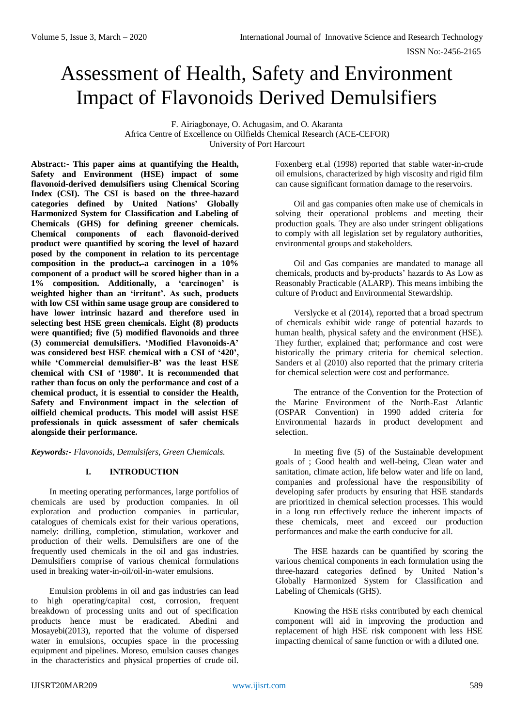# Assessment of Health, Safety and Environment Impact of Flavonoids Derived Demulsifiers

F. Airiagbonaye, O. Achugasim, and O. Akaranta
Africa Centre of Excellence on Oilfields Chemical Research (ACE-CEFOR)
University of Port Harcourt

**Abstract:- This paper aims at quantifying the Health, Safety and Environment (HSE) impact of some flavonoid-derived demulsifiers using Chemical Scoring Index (CSI). The CSI is based on the three-hazard categories defined by United Nations' Globally Harmonized System for Classification and Labeling of Chemicals (GHS) for defining greener chemicals. Chemical components of each flavonoid-derived product were quantified by scoring the level of hazard posed by the component in relation to its percentage composition in the product. a carcinogen in a 10% component of a product will be scored higher than in a 1% composition. Additionally, a 'carcinogen' is weighted higher than an 'irritant'. As such, products with low CSI within same usage group are considered to have lower intrinsic hazard and therefore used in selecting best HSE green chemicals. Eight (8) products were quantified; five (5) modified flavonoids and three (3) commercial demulsifiers. 'Modified Flavonoids-A' was considered best HSE chemical with a CSI of '420', while 'Commercial demulsifier-B' was the least HSE chemical with CSI of '1980'. It is recommended that rather than focus on only the performance and cost of a chemical product, it is essential to consider the Health, Safety and Environment impact in the selection of oilfield chemical products. This model will assist HSE professionals in quick assessment of safer chemicals alongside their performance.**

***Keywords:-** Flavonoids, Demulsifers, Green Chemicals.*

## I. INTRODUCTION

In meeting operating performances, large portfolios of chemicals are used by production companies. In oil exploration and production companies in particular, catalogues of chemicals exist for their various operations, namely: drilling, completion, stimulation, workover and production of their wells. Demulsifiers are one of the frequently used chemicals in the oil and gas industries. Demulsifiers comprise of various chemical formulations used in breaking water-in-oil/oil-in-water emulsions.

Emulsion problems in oil and gas industries can lead to high operating/capital cost, corrosion, frequent breakdown of processing units and out of specification products hence must be eradicated. Abedini and Mosayebi(2013), reported that the volume of dispersed water in emulsions, occupies space in the processing equipment and pipelines. Moreso, emulsion causes changes in the characteristics and physical properties of crude oil. Foxenberg et.al (1998) reported that stable water-in-crude oil emulsions, characterized by high viscosity and rigid film can cause significant formation damage to the reservoirs.

Oil and gas companies often make use of chemicals in solving their operational problems and meeting their production goals. They are also under stringent obligations to comply with all legislation set by regulatory authorities, environmental groups and stakeholders.

Oil and Gas companies are mandated to manage all chemicals, products and by-products' hazards to As Low as Reasonably Practicable (ALARP). This means imbibing the culture of Product and Environmental Stewardship.

Verslycke et al (2014), reported that a broad spectrum of chemicals exhibit wide range of potential hazards to human health, physical safety and the environment (HSE). They further, explained that; performance and cost were historically the primary criteria for chemical selection. Sanders et al (2010) also reported that the primary criteria for chemical selection were cost and performance.

The entrance of the Convention for the Protection of the Marine Environment of the North-East Atlantic (OSPAR Convention) in 1990 added criteria for Environmental hazards in product development and selection.

In meeting five (5) of the Sustainable development goals of ; Good health and well-being, Clean water and sanitation, climate action, life below water and life on land, companies and professional have the responsibility of developing safer products by ensuring that HSE standards are prioritized in chemical selection processes. This would in a long run effectively reduce the inherent impacts of these chemicals, meet and exceed our production performances and make the earth conducive for all.

The HSE hazards can be quantified by scoring the various chemical components in each formulation using the three-hazard categories defined by United Nation's Globally Harmonized System for Classification and Labeling of Chemicals (GHS).

Knowing the HSE risks contributed by each chemical component will aid in improving the production and replacement of high HSE risk component with less HSE impacting chemical of same function or with a diluted one.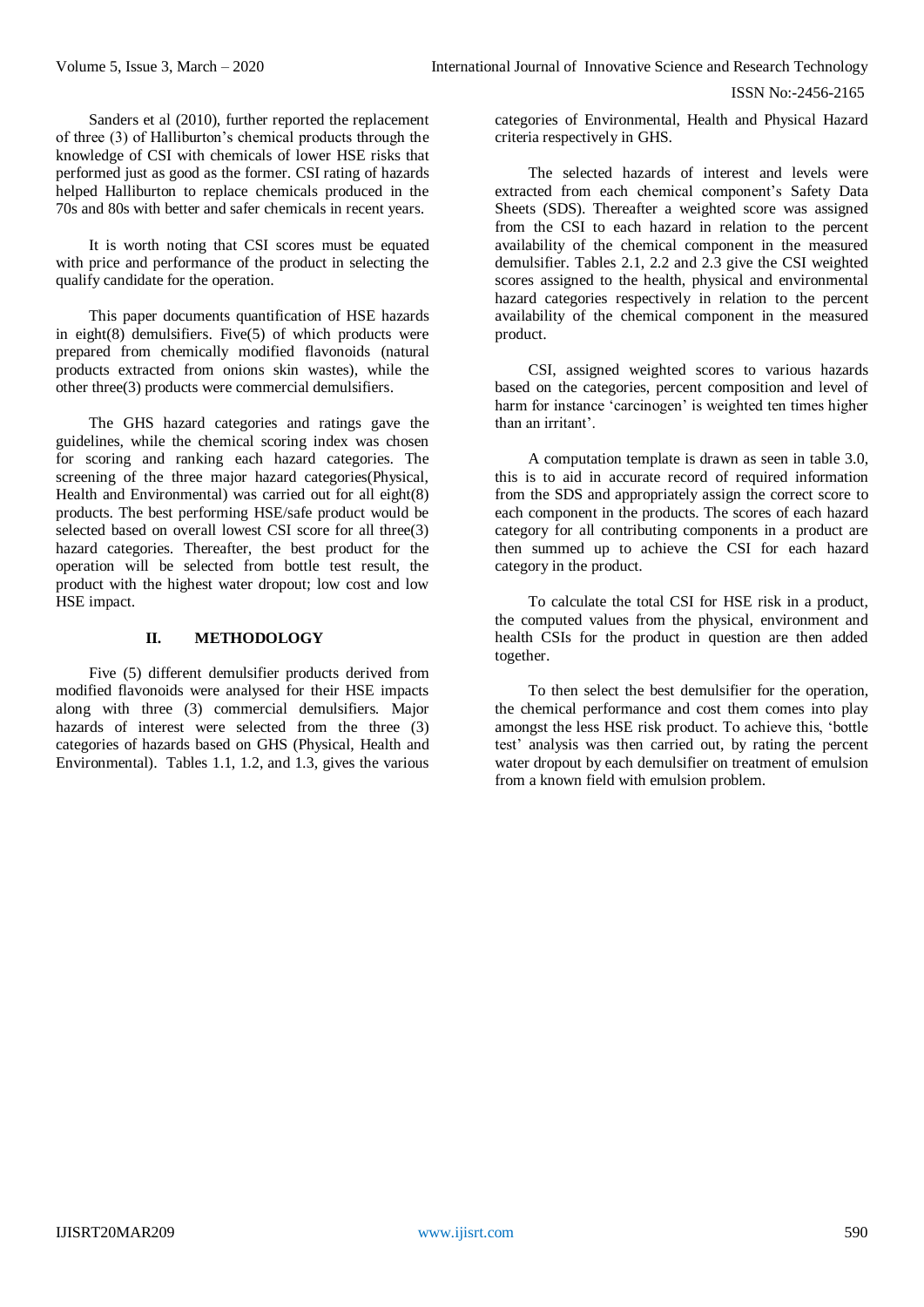Sanders et al (2010), further reported the replacement of three (3) of Halliburton's chemical products through the knowledge of CSI with chemicals of lower HSE risks that performed just as good as the former. CSI rating of hazards helped Halliburton to replace chemicals produced in the 70s and 80s with better and safer chemicals in recent years.

It is worth noting that CSI scores must be equated with price and performance of the product in selecting the qualify candidate for the operation.

This paper documents quantification of HSE hazards in eight(8) demulsifiers. Five(5) of which products were prepared from chemically modified flavonoids (natural products extracted from onions skin wastes), while the other three(3) products were commercial demulsifiers.

The GHS hazard categories and ratings gave the guidelines, while the chemical scoring index was chosen for scoring and ranking each hazard categories. The screening of the three major hazard categories(Physical, Health and Environmental) was carried out for all eight(8) products. The best performing HSE/safe product would be selected based on overall lowest CSI score for all three(3) hazard categories. Thereafter, the best product for the operation will be selected from bottle test result, the product with the highest water dropout; low cost and low HSE impact.

## II. METHODOLOGY

Five (5) different demulsifier products derived from modified flavonoids were analysed for their HSE impacts along with three (3) commercial demulsifiers. Major hazards of interest were selected from the three (3) categories of hazards based on GHS (Physical, Health and Environmental). Tables 1.1, 1.2, and 1.3, gives the various categories of Environmental, Health and Physical Hazard criteria respectively in GHS.

The selected hazards of interest and levels were extracted from each chemical component's Safety Data Sheets (SDS). Thereafter a weighted score was assigned from the CSI to each hazard in relation to the percent availability of the chemical component in the measured demulsifier. Tables 2.1, 2.2 and 2.3 give the CSI weighted scores assigned to the health, physical and environmental hazard categories respectively in relation to the percent availability of the chemical component in the measured product.

CSI, assigned weighted scores to various hazards based on the categories, percent composition and level of harm for instance 'carcinogen' is weighted ten times higher than an irritant'.

A computation template is drawn as seen in table 3.0, this is to aid in accurate record of required information from the SDS and appropriately assign the correct score to each component in the products. The scores of each hazard category for all contributing components in a product are then summed up to achieve the CSI for each hazard category in the product.

To calculate the total CSI for HSE risk in a product, the computed values from the physical, environment and health CSIs for the product in question are then added together.

To then select the best demulsifier for the operation, the chemical performance and cost them comes into play amongst the less HSE risk product. To achieve this, 'bottle test' analysis was then carried out, by rating the percent water dropout by each demulsifier on treatment of emulsion from a known field with emulsion problem.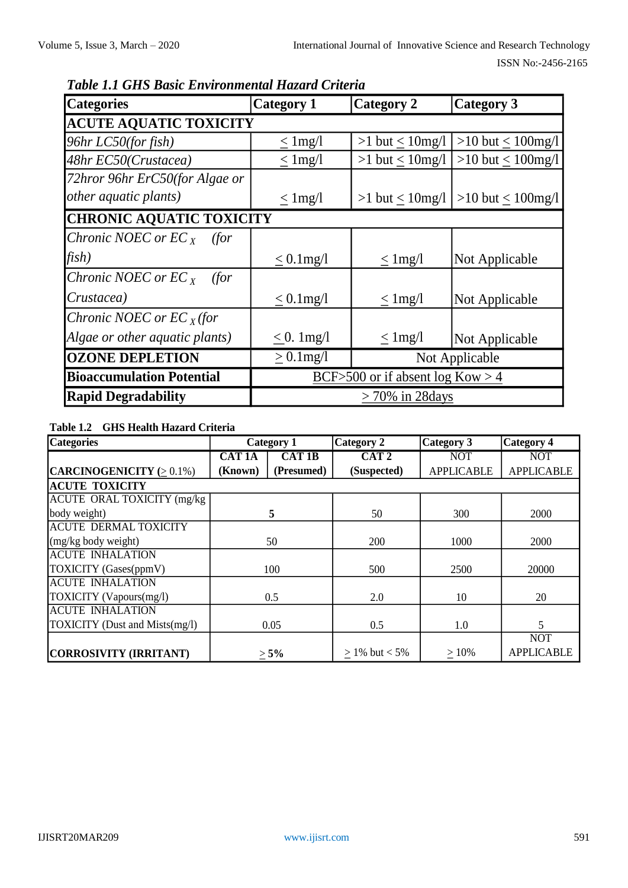*Table 1.1 GHS Basic Environmental Hazard Criteria*

| Categories | Category 1 | Category 2 | Category 3 |
|---|---|---|---|
| **ACUTE AQUATIC TOXICITY** | | | |
| *96hr LC50(for fish)* | ≤ 1mg/l | >1 but ≤ 10mg/l | >10 but ≤ 100mg/l |
| *48hr EC50(Crustacea)* | ≤ 1mg/l | >1 but ≤ 10mg/l | >10 but ≤ 100mg/l |
| *72hror 96hr ErC50(for Algae or other aquatic plants)* | ≤ 1mg/l | >1 but ≤ 10mg/l | >10 but ≤ 100mg/l |
| **CHRONIC AQUATIC TOXICITY** | | | |
| *Chronic NOEC or $EC_X$ (for fish)* | ≤ 0.1mg/l | ≤ 1mg/l | Not Applicable |
| *Chronic NOEC or $EC_X$ (for Crustacea)* | ≤ 0.1mg/l | ≤ 1mg/l | Not Applicable |
| *Chronic NOEC or $EC_X$ (for Algae or other aquatic plants)* | ≤ 0. 1mg/l | ≤ 1mg/l | Not Applicable |
| **OZONE DEPLETION** | ≥ 0.1mg/l | Not Applicable | |
| **Bioaccumulation Potential** | BCF>500 or if absent log Kow > 4 | | |
| **Rapid Degradability** | > 70% in 28days | | |

**Table 1.2 GHS Health Hazard Criteria**

| Categories | Category 1 | | Category 2 | Category 3 | Category 4 |
|---|---|---|---|---|---|
| **CARCINOGENICITY (≥ 0.1%)** | **CAT 1A (Known)** | **CAT 1B (Presumed)** | **CAT 2 (Suspected)** | NOT APPLICABLE | NOT APPLICABLE |
| **ACUTE TOXICITY** | | | | | |
| ACUTE ORAL TOXICITY (mg/kg body weight) | **5** | | 50 | 300 | 2000 |
| ACUTE DERMAL TOXICITY (mg/kg body weight) | 50 | | 200 | 1000 | 2000 |
| ACUTE INHALATION TOXICITY (Gases(ppmV) | 100 | | 500 | 2500 | 20000 |
| ACUTE INHALATION TOXICITY (Vapours(mg/l) | 0.5 | | 2.0 | 10 | 20 |
| ACUTE INHALATION TOXICITY (Dust and Mists(mg/l) | 0.05 | | 0.5 | 1.0 | 5 |
| **CORROSIVITY (IRRITANT)** | **≥ 5%** | | ≥ 1% but < 5% | ≥ 10% | NOT APPLICABLE |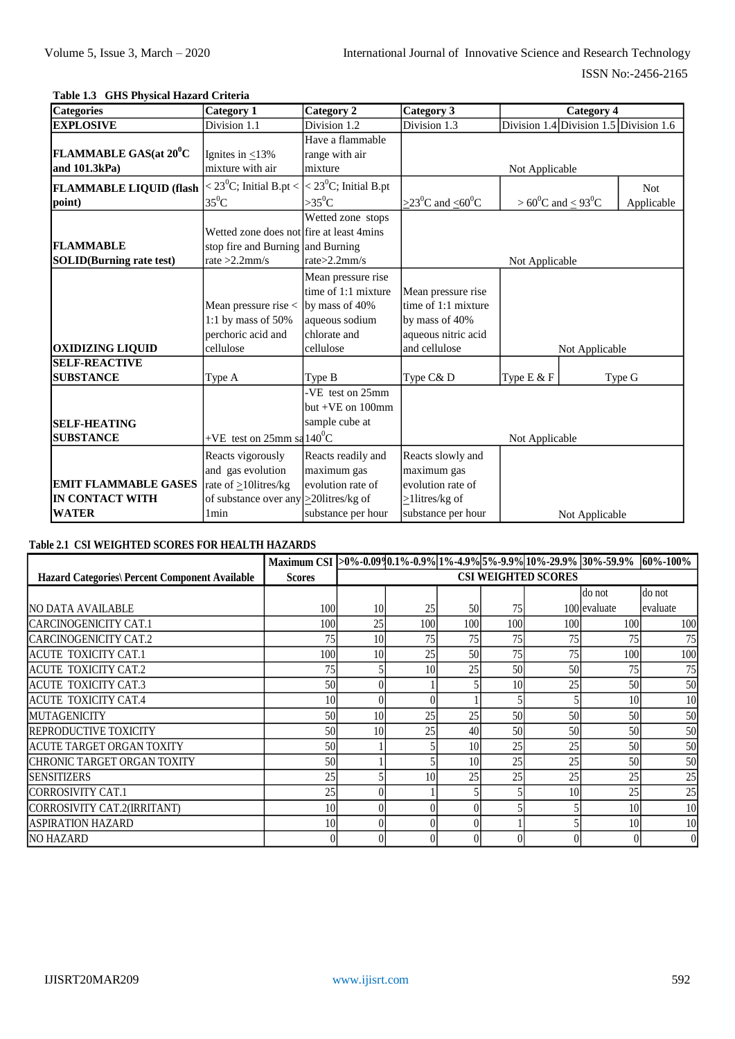**Table 1.3 GHS Physical Hazard Criteria**

| Categories | Category 1 | Category 2 | Category 3 | Category 4 | | |
|---|---|---|---|---|---|---|
| **EXPLOSIVE** | Division 1.1 | Division 1.2 | Division 1.3 | Division 1.4 | Division 1.5 | Division 1.6 |
| **FLAMMABLE GAS(at $20^0$C and 101.3kPa)** | Ignites in ≤13% mixture with air | Have a flammable range with air mixture | Not Applicable | | | |
| **FLAMMABLE LIQUID (flash point)** | < $23^0$C; Initial B.pt < $35^0$C | < $23^0$C; Initial B.pt >$35^0$C | ≥$23^0$C and ≤$60^0$C | > $60^0$C and ≤ $93^0$C | | Not Applicable |
| **FLAMMABLE SOLID(Burning rate test)** | Wetted zone does not stop fire and Burning rate >2.2mm/s | Wetted zone stops fire at least 4mins and Burning rate>2.2mm/s | Not Applicable | | | |
| **OXIDIZING LIQUID** | Mean pressure rise < 1:1 by mass of 50% perchoric acid and cellulose | Mean pressure rise time of 1:1 mixture by mass of 40% aqueous sodium chlorate and cellulose | Mean pressure rise time of 1:1 mixture by mass of 40% aqueous nitric acid and cellulose | Not Applicable | | |
| **SELF-REACTIVE SUBSTANCE** | Type A | Type B | Type C& D | Type E & F | Type G | |
| **SELF-HEATING SUBSTANCE** | +VE test on 25mm sa | -VE test on 25mm but +VE on 100mm sample cube at $140^0$C | Not Applicable | | | |
| **EMIT FLAMMABLE GASES IN CONTACT WITH WATER** | Reacts vigorously and gas evolution rate of ≥10litres/kg of substance over any 1min | Reacts readily and maximum gas evolution rate of ≥20litres/kg of substance per hour | Reacts slowly and maximum gas evolution rate of ≥1litres/kg of substance per hour | Not Applicable | | |

**Table 2.1 CSI WEIGHTED SCORES FOR HEALTH HAZARDS**

| Hazard Categories\ Percent Component Available | Maximum CSI Scores | >0%-0.09% | 0.1%-0.9% | 1%-4.9% | 5%-9.9% | 10%-29.9% | 30%-59.9% | 60%-100% |
|---|---|---|---|---|---|---|---|---|
| | | CSI WEIGHTED SCORES | | | | | | |
| NO DATA AVAILABLE | 100 | 10 | 25 | 50 | 75 | 100 | do not evaluate | do not evaluate |
| CARCINOGENICITY CAT.1 | 100 | 25 | 100 | 100 | 100 | 100 | 100 | 100 |
| CARCINOGENICITY CAT.2 | 75 | 10 | 75 | 75 | 75 | 75 | 75 | 75 |
| ACUTE TOXICITY CAT.1 | 100 | 10 | 25 | 50 | 75 | 75 | 100 | 100 |
| ACUTE TOXICITY CAT.2 | 75 | 5 | 10 | 25 | 50 | 50 | 75 | 75 |
| ACUTE TOXICITY CAT.3 | 50 | 0 | 1 | 5 | 10 | 25 | 50 | 50 |
| ACUTE TOXICITY CAT.4 | 10 | 0 | 0 | 1 | 5 | 5 | 10 | 10 |
| MUTAGENICITY | 50 | 10 | 25 | 25 | 50 | 50 | 50 | 50 |
| REPRODUCTIVE TOXICITY | 50 | 10 | 25 | 40 | 50 | 50 | 50 | 50 |
| ACUTE TARGET ORGAN TOXITY | 50 | 1 | 5 | 10 | 25 | 25 | 50 | 50 |
| CHRONIC TARGET ORGAN TOXITY | 50 | 1 | 5 | 10 | 25 | 25 | 50 | 50 |
| SENSITIZERS | 25 | 5 | 10 | 25 | 25 | 25 | 25 | 25 |
| CORROSIVITY CAT.1 | 25 | 0 | 1 | 5 | 5 | 10 | 25 | 25 |
| CORROSIVITY CAT.2(IRRITANT) | 10 | 0 | 0 | 0 | 5 | 5 | 10 | 10 |
| ASPIRATION HAZARD | 10 | 0 | 0 | 0 | 1 | 5 | 10 | 10 |
| NO HAZARD | 0 | 0 | 0 | 0 | 0 | 0 | 0 | 0 |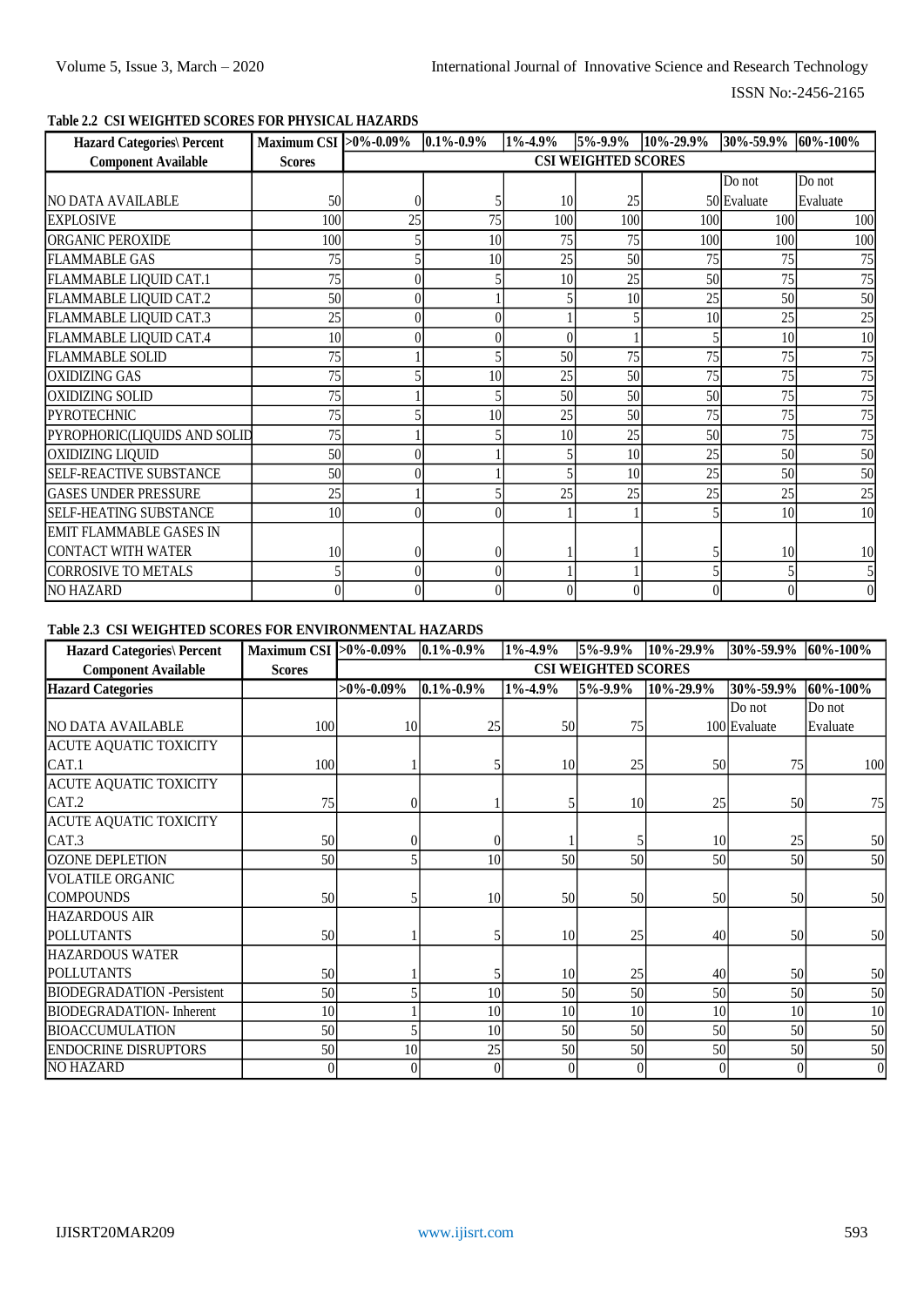**Table 2.2 CSI WEIGHTED SCORES FOR PHYSICAL HAZARDS**

| Hazard Categories\ Percent Component Available | Maximum CSI Scores | >0%-0.09% | 0.1%-0.9% | 1%-4.9% | 5%-9.9% | 10%-29.9% | 30%-59.9% | 60%-100% |
|---|---|---|---|---|---|---|---|---|
| | | CSI WEIGHTED SCORES | | | | | | |
| NO DATA AVAILABLE | 50 | 0 | 5 | 10 | 25 | 50 | Do not Evaluate | Do not Evaluate |
| EXPLOSIVE | 100 | 25 | 75 | 100 | 100 | 100 | 100 | 100 |
| ORGANIC PEROXIDE | 100 | 5 | 10 | 75 | 75 | 100 | 100 | 100 |
| FLAMMABLE GAS | 75 | 5 | 10 | 25 | 50 | 75 | 75 | 75 |
| FLAMMABLE LIQUID CAT.1 | 75 | 0 | 5 | 10 | 25 | 50 | 75 | 75 |
| FLAMMABLE LIQUID CAT.2 | 50 | 0 | 1 | 5 | 10 | 25 | 50 | 50 |
| FLAMMABLE LIQUID CAT.3 | 25 | 0 | 0 | 1 | 5 | 10 | 25 | 25 |
| FLAMMABLE LIQUID CAT.4 | 10 | 0 | 0 | 0 | 1 | 5 | 10 | 10 |
| FLAMMABLE SOLID | 75 | 1 | 5 | 50 | 75 | 75 | 75 | 75 |
| OXIDIZING GAS | 75 | 5 | 10 | 25 | 50 | 75 | 75 | 75 |
| OXIDIZING SOLID | 75 | 1 | 5 | 50 | 50 | 50 | 75 | 75 |
| PYROTECHNIC | 75 | 5 | 10 | 25 | 50 | 75 | 75 | 75 |
| PYROPHORIC(LIQUIDS AND SOLID | 75 | 1 | 5 | 10 | 25 | 50 | 75 | 75 |
| OXIDIZING LIQUID | 50 | 0 | 1 | 5 | 10 | 25 | 50 | 50 |
| SELF-REACTIVE SUBSTANCE | 50 | 0 | 1 | 5 | 10 | 25 | 50 | 50 |
| GASES UNDER PRESSURE | 25 | 1 | 5 | 25 | 25 | 25 | 25 | 25 |
| SELF-HEATING SUBSTANCE | 10 | 0 | 0 | 1 | 1 | 5 | 10 | 10 |
| EMIT FLAMMABLE GASES IN CONTACT WITH WATER | 10 | 0 | 0 | 1 | 1 | 5 | 10 | 10 |
| CORROSIVE TO METALS | 5 | 0 | 0 | 1 | 1 | 5 | 5 | 5 |
| NO HAZARD | 0 | 0 | 0 | 0 | 0 | 0 | 0 | 0 |

**Table 2.3 CSI WEIGHTED SCORES FOR ENVIRONMENTAL HAZARDS**

| Hazard Categories\ Percent Component Available | Maximum CSI Scores | >0%-0.09% | 0.1%-0.9% | 1%-4.9% | 5%-9.9% | 10%-29.9% | 30%-59.9% | 60%-100% |
|---|---|---|---|---|---|---|---|---|
| | | CSI WEIGHTED SCORES | | | | | | |
| **Hazard Categories** | | >0%-0.09% | 0.1%-0.9% | 1%-4.9% | 5%-9.9% | 10%-29.9% | 30%-59.9% | 60%-100% |
| NO DATA AVAILABLE | 100 | 10 | 25 | 50 | 75 | 100 | Do not Evaluate | Do not Evaluate |
| ACUTE AQUATIC TOXICITY CAT.1 | 100 | 1 | 5 | 10 | 25 | 50 | 75 | 100 |
| ACUTE AQUATIC TOXICITY CAT.2 | 75 | 0 | 1 | 5 | 10 | 25 | 50 | 75 |
| ACUTE AQUATIC TOXICITY CAT.3 | 50 | 0 | 0 | 1 | 5 | 10 | 25 | 50 |
| OZONE DEPLETION | 50 | 5 | 10 | 50 | 50 | 50 | 50 | 50 |
| VOLATILE ORGANIC COMPOUNDS | 50 | 5 | 10 | 50 | 50 | 50 | 50 | 50 |
| HAZARDOUS AIR POLLUTANTS | 50 | 1 | 5 | 10 | 25 | 40 | 50 | 50 |
| HAZARDOUS WATER POLLUTANTS | 50 | 1 | 5 | 10 | 25 | 40 | 50 | 50 |
| BIODEGRADATION -Persistent | 50 | 5 | 10 | 50 | 50 | 50 | 50 | 50 |
| BIODEGRADATION- Inherent | 10 | 1 | 10 | 10 | 10 | 10 | 10 | 10 |
| BIOACCUMULATION | 50 | 5 | 10 | 50 | 50 | 50 | 50 | 50 |
| ENDOCRINE DISRUPTORS | 50 | 10 | 25 | 50 | 50 | 50 | 50 | 50 |
| NO HAZARD | 0 | 0 | 0 | 0 | 0 | 0 | 0 | 0 |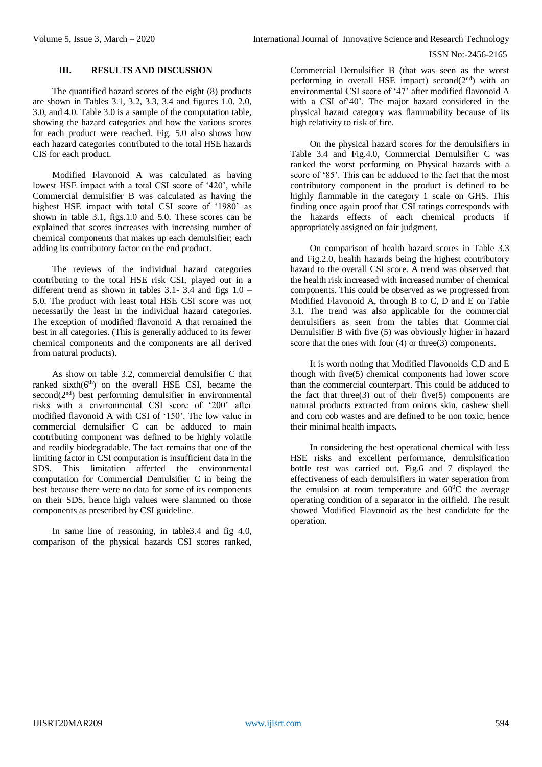## III. RESULTS AND DISCUSSION

The quantified hazard scores of the eight (8) products are shown in Tables 3.1, 3.2, 3.3, 3.4 and figures 1.0, 2.0, 3.0, and 4.0. Table 3.0 is a sample of the computation table, showing the hazard categories and how the various scores for each product were reached. Fig. 5.0 also shows how each hazard categories contributed to the total HSE hazards CIS for each product.

Modified Flavonoid A was calculated as having lowest HSE impact with a total CSI score of '420', while Commercial demulsifier B was calculated as having the highest HSE impact with total CSI score of '1980' as shown in table 3.1, figs.1.0 and 5.0. These scores can be explained that scores increases with increasing number of chemical components that makes up each demulsifier; each adding its contributory factor on the end product.

The reviews of the individual hazard categories contributing to the total HSE risk CSI, played out in a different trend as shown in tables 3.1- 3.4 and figs 1.0 – 5.0. The product with least total HSE CSI score was not necessarily the least in the individual hazard categories. The exception of modified flavonoid A that remained the best in all categories. (This is generally adduced to its fewer chemical components and the components are all derived from natural products).

As show on table 3.2, commercial demulsifier C that ranked sixth($6^{th}$) on the overall HSE CSI, became the second($2^{nd}$) best performing demulsifier in environmental risks with a environmental CSI score of '200' after modified flavonoid A with CSI of '150'. The low value in commercial demulsifier C can be adduced to main contributing component was defined to be highly volatile and readily biodegradable. The fact remains that one of the limiting factor in CSI computation is insufficient data in the SDS. This limitation affected the environmental computation for Commercial Demulsifier C in being the best because there was no data for some of its components on their SDS, hence high values were slammed on those components as prescribed by CSI guideline.

In same line of reasoning, in table3.4 and fig 4.0, comparison of the physical hazards CSI scores ranked, Commercial Demulsifier B (that was seen as the worst performing in overall HSE impact) second($2^{nd}$) with an environmental CSI score of '47' after modified flavonoid A with a CSI of'40'. The major hazard considered in the physical hazard category was flammability because of its high relativity to risk of fire.

On the physical hazard scores for the demulsifiers in Table 3.4 and Fig.4.0, Commercial Demulsifier C was ranked the worst performing on Physical hazards with a score of '85'. This can be adduced to the fact that the most contributory component in the product is defined to be highly flammable in the category 1 scale on GHS. This finding once again proof that CSI ratings corresponds with the hazards effects of each chemical products if appropriately assigned on fair judgment.

On comparison of health hazard scores in Table 3.3 and Fig.2.0, health hazards being the highest contributory hazard to the overall CSI score. A trend was observed that the health risk increased with increased number of chemical components. This could be observed as we progressed from Modified Flavonoid A, through B to C, D and E on Table 3.1. The trend was also applicable for the commercial demulsifiers as seen from the tables that Commercial Demulsifier B with five (5) was obviously higher in hazard score that the ones with four (4) or three(3) components.

It is worth noting that Modified Flavonoids C,D and E though with five(5) chemical components had lower score than the commercial counterpart. This could be adduced to the fact that three(3) out of their five(5) components are natural products extracted from onions skin, cashew shell and corn cob wastes and are defined to be non toxic, hence their minimal health impacts.

In considering the best operational chemical with less HSE risks and excellent performance, demulsification bottle test was carried out. Fig.6 and 7 displayed the effectiveness of each demulsifiers in water seperation from the emulsion at room temperature and $60^{0}$C the average operating condition of a separator in the oilfield. The result showed Modified Flavonoid as the best candidate for the operation.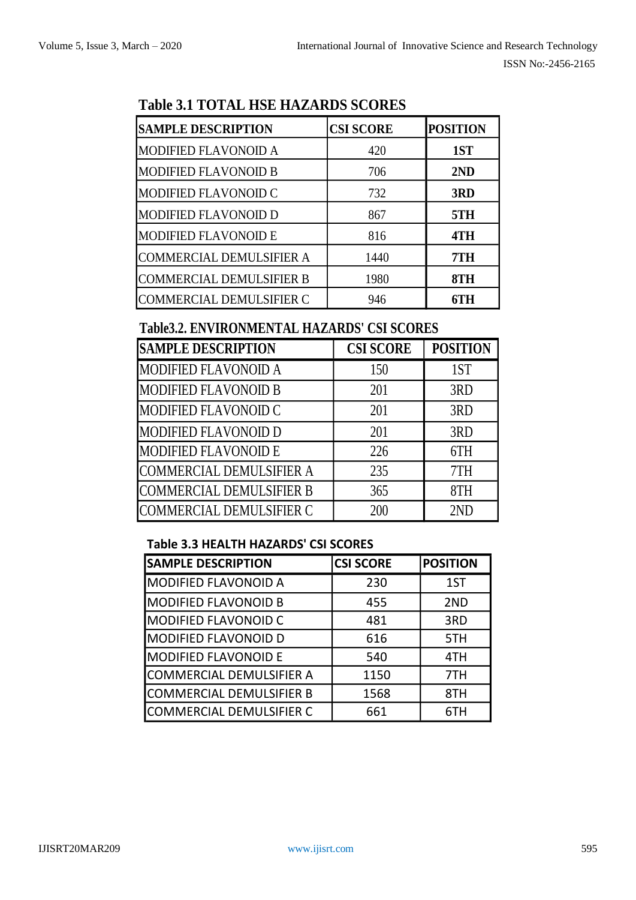**Table 3.1 TOTAL HSE HAZARDS SCORES**

| SAMPLE DESCRIPTION | CSI SCORE | POSITION |
|---|---|---|
| MODIFIED FLAVONOID A | 420 | **1ST** |
| MODIFIED FLAVONOID B | 706 | **2ND** |
| MODIFIED FLAVONOID C | 732 | **3RD** |
| MODIFIED FLAVONOID D | 867 | **5TH** |
| MODIFIED FLAVONOID E | 816 | **4TH** |
| COMMERCIAL DEMULSIFIER A | 1440 | **7TH** |
| COMMERCIAL DEMULSIFIER B | 1980 | **8TH** |
| COMMERCIAL DEMULSIFIER C | 946 | **6TH** |

**Table3.2. ENVIRONMENTAL HAZARDS' CSI SCORES**

| SAMPLE DESCRIPTION | CSI SCORE | POSITION |
|---|---|---|
| MODIFIED FLAVONOID A | 150 | 1ST |
| MODIFIED FLAVONOID B | 201 | 3RD |
| MODIFIED FLAVONOID C | 201 | 3RD |
| MODIFIED FLAVONOID D | 201 | 3RD |
| MODIFIED FLAVONOID E | 226 | 6TH |
| COMMERCIAL DEMULSIFIER A | 235 | 7TH |
| COMMERCIAL DEMULSIFIER B | 365 | 8TH |
| COMMERCIAL DEMULSIFIER C | 200 | 2ND |

**Table 3.3 HEALTH HAZARDS' CSI SCORES**

| SAMPLE DESCRIPTION | CSI SCORE | POSITION |
|---|---|---|
| MODIFIED FLAVONOID A | 230 | 1ST |
| MODIFIED FLAVONOID B | 455 | 2ND |
| MODIFIED FLAVONOID C | 481 | 3RD |
| MODIFIED FLAVONOID D | 616 | 5TH |
| MODIFIED FLAVONOID E | 540 | 4TH |
| COMMERCIAL DEMULSIFIER A | 1150 | 7TH |
| COMMERCIAL DEMULSIFIER B | 1568 | 8TH |
| COMMERCIAL DEMULSIFIER C | 661 | 6TH |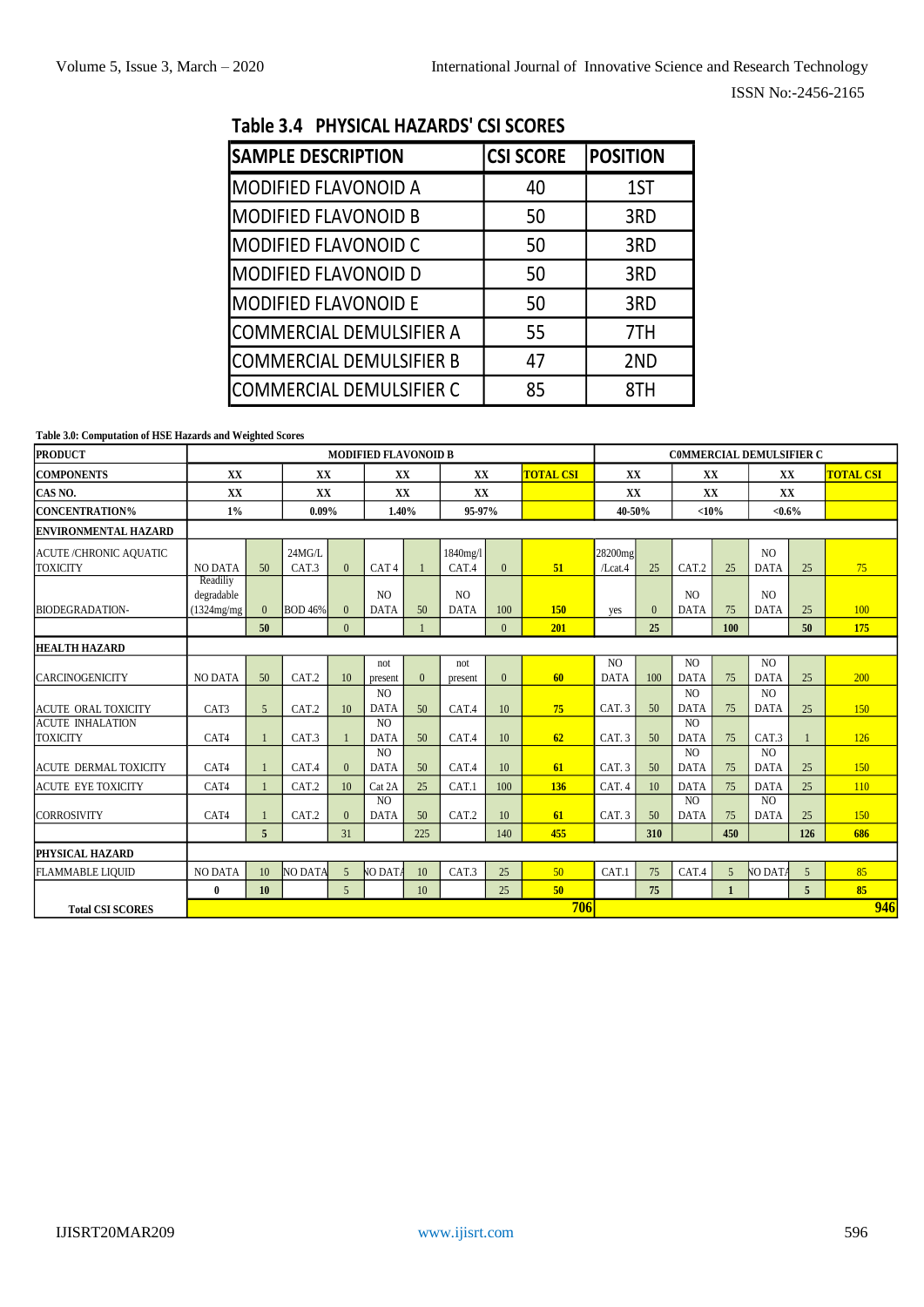**Table 3.4 PHYSICAL HAZARDS' CSI SCORES**

| SAMPLE DESCRIPTION | CSI SCORE | POSITION |
|---|---|---|
| MODIFIED FLAVONOID A | 40 | 1ST |
| MODIFIED FLAVONOID B | 50 | 3RD |
| MODIFIED FLAVONOID C | 50 | 3RD |
| MODIFIED FLAVONOID D | 50 | 3RD |
| MODIFIED FLAVONOID E | 50 | 3RD |
| COMMERCIAL DEMULSIFIER A | 55 | 7TH |
| COMMERCIAL DEMULSIFIER B | 47 | 2ND |
| COMMERCIAL DEMULSIFIER C | 85 | 8TH |

**Table 3.0: Computation of HSE Hazards and Weighted Scores**

| PRODUCT | MODIFIED FLAVONOID B | | | | | | | | | C0MMERCIAL DEMULSIFIER C | | | | | | |
|---|---|---|---|---|---|---|---|---|---|---|---|---|---|---|---|---|
| COMPONENTS | XX | | XX | | XX | | XX | | TOTAL CSI | XX | | XX | | XX | | TOTAL CSI |
| CAS NO. | XX | | XX | | XX | | XX | | | XX | | XX | | XX | | |
| CONCENTRATION% | 1% | | 0.09% | | 1.40% | | 95-97% | | | 40-50% | | <10% | | <0.6% | | |
| ENVIRONMENTAL HAZARD | | | | | | | | | | | | | | | | |
| ACUTE /CHRONIC AQUATIC TOXICITY | NO DATA | 50 | 24MG/L CAT.3 | 0 | CAT 4 | 1 | 1840mg/l CAT.4 | 0 | 51 | 28200mg /Lcat.4 | 25 | CAT.2 | 25 | NO DATA | 25 | 75 |
| BIODEGRADATION- | Readiliy degradable (1324mg/mg | 0 | BOD 46% | 0 | NO DATA | 50 | NO DATA | 100 | 150 | yes | 0 | NO DATA | 75 | NO DATA | 25 | 100 |
| | | 50 | | 0 | | 1 | | 0 | 201 | | 25 | | 100 | | 50 | 175 |
| HEALTH HAZARD | | | | | | | | | | | | | | | | |
| CARCINOGENICITY | NO DATA | 50 | CAT.2 | 10 | not present | 0 | not present | 0 | 60 | NO DATA | 100 | NO DATA | 75 | NO DATA | 25 | 200 |
| ACUTE ORAL TOXICITY | CAT3 | 5 | CAT.2 | 10 | NO DATA | 50 | CAT.4 | 10 | 75 | CAT. 3 | 50 | NO DATA | 75 | NO DATA | 25 | 150 |
| ACUTE INHALATION TOXICITY | CAT4 | 1 | CAT.3 | 1 | NO DATA | 50 | CAT.4 | 10 | 62 | CAT. 3 | 50 | NO DATA | 75 | CAT.3 | 1 | 126 |
| ACUTE DERMAL TOXICITY | CAT4 | 1 | CAT.4 | 0 | NO DATA | 50 | CAT.4 | 10 | 61 | CAT. 3 | 50 | NO DATA | 75 | NO DATA | 25 | 150 |
| ACUTE EYE TOXICITY | CAT4 | 1 | CAT.2 | 10 | Cat 2A | 25 | CAT.1 | 100 | 136 | CAT. 4 | 10 | DATA | 75 | DATA | 25 | 110 |
| CORROSIVITY | CAT4 | 1 | CAT.2 | 0 | NO DATA | 50 | CAT.2 | 10 | 61 | CAT. 3 | 50 | NO DATA | 75 | NO DATA | 25 | 150 |
| | | 5 | | 31 | | 225 | | 140 | 455 | | 310 | | 450 | | 126 | 686 |
| PHYSICAL HAZARD | | | | | | | | | | | | | | | | |
| FLAMMABLE LIQUID | NO DATA | 10 | NO DATA | 5 | NO DATA | 10 | CAT.3 | 25 | 50 | CAT.1 | 75 | CAT.4 | 5 | NO DATA | 5 | 85 |
| | 0 | 10 | | 5 | | 10 | | 25 | 50 | | 75 | | 1 | | 5 | 85 |
| Total CSI SCORES | | | | | | | | | 706 | | | | | | | 946 |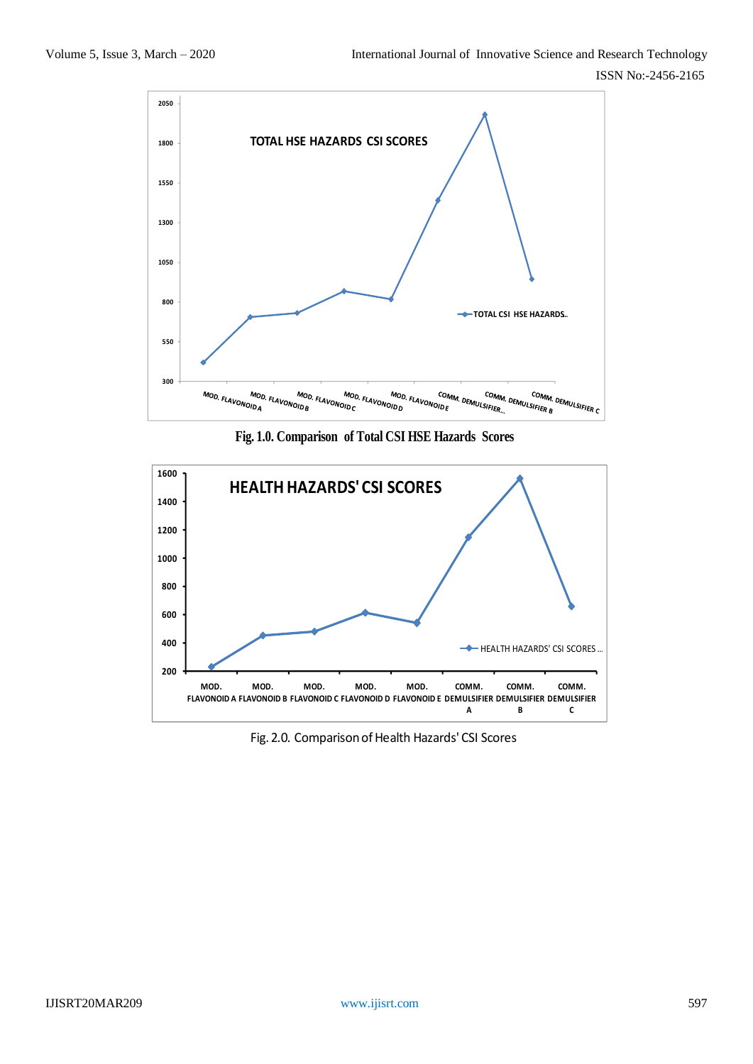Fig. 1.0. Comparison of Total CSI HSE Hazards Scores

Fig. 2.0. Comparison of Health Hazards' CSI Scores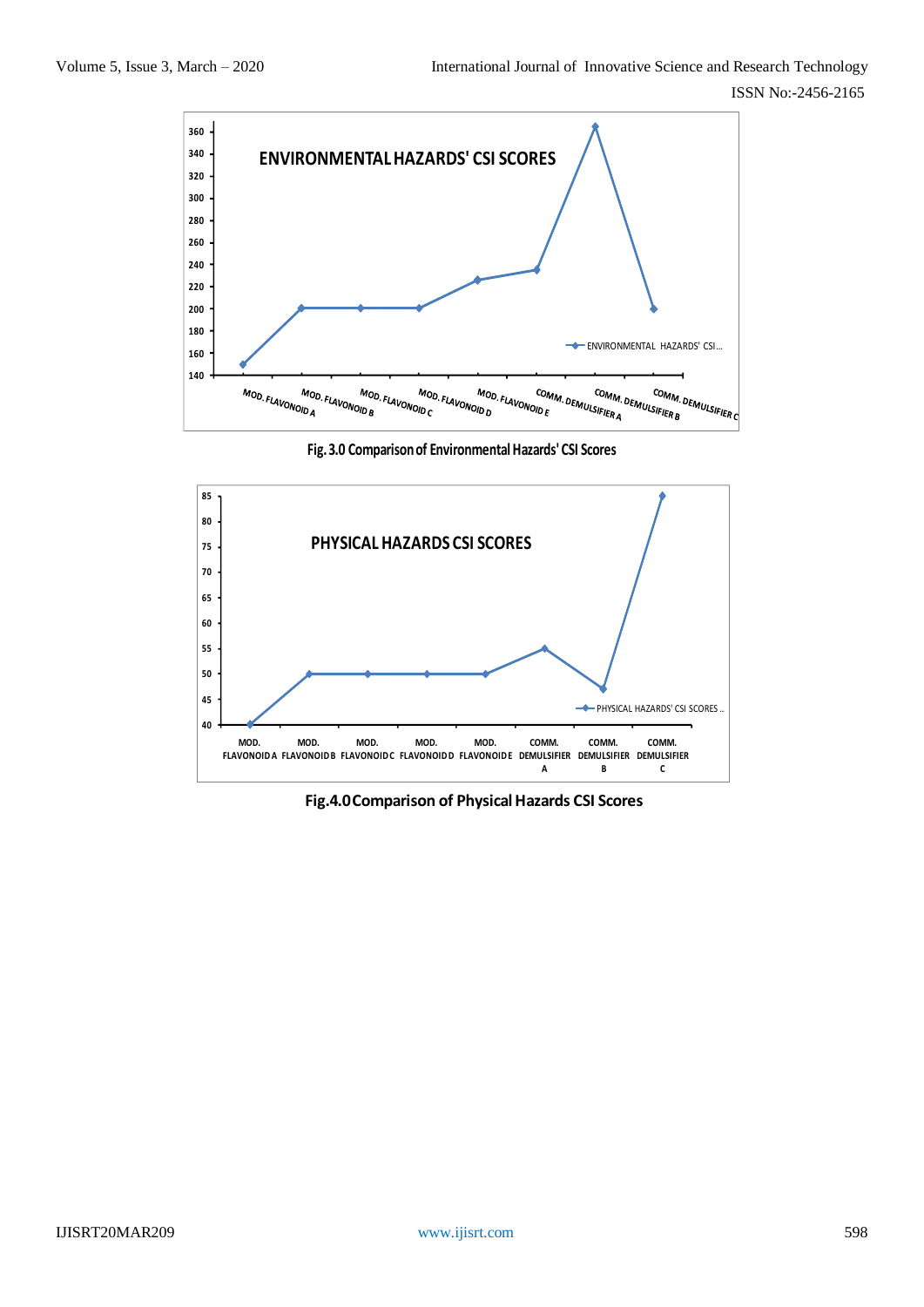Fig. 3.0 Comparison of Environmental Hazards' CSI Scores

Fig.4.0 Comparison of Physical Hazards CSI Scores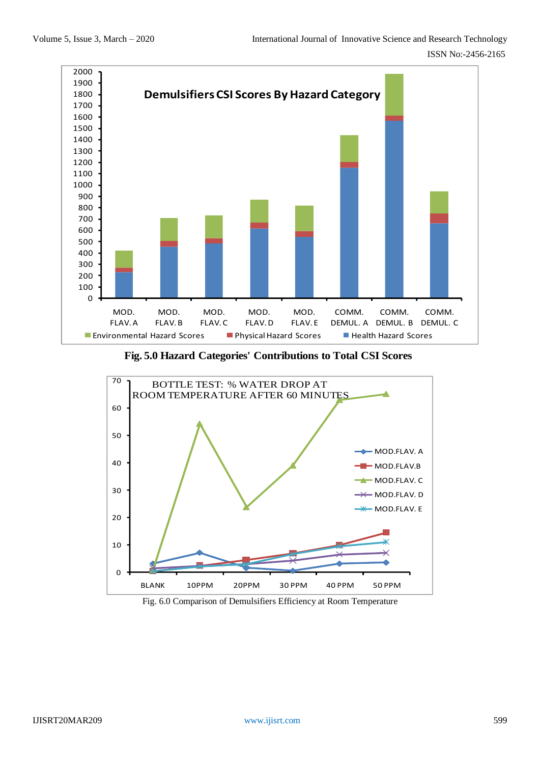Fig. 5.0 Hazard Categories' Contributions to Total CSI Scores

Fig. 6.0 Comparison of Demulsifiers Efficiency at Room Temperature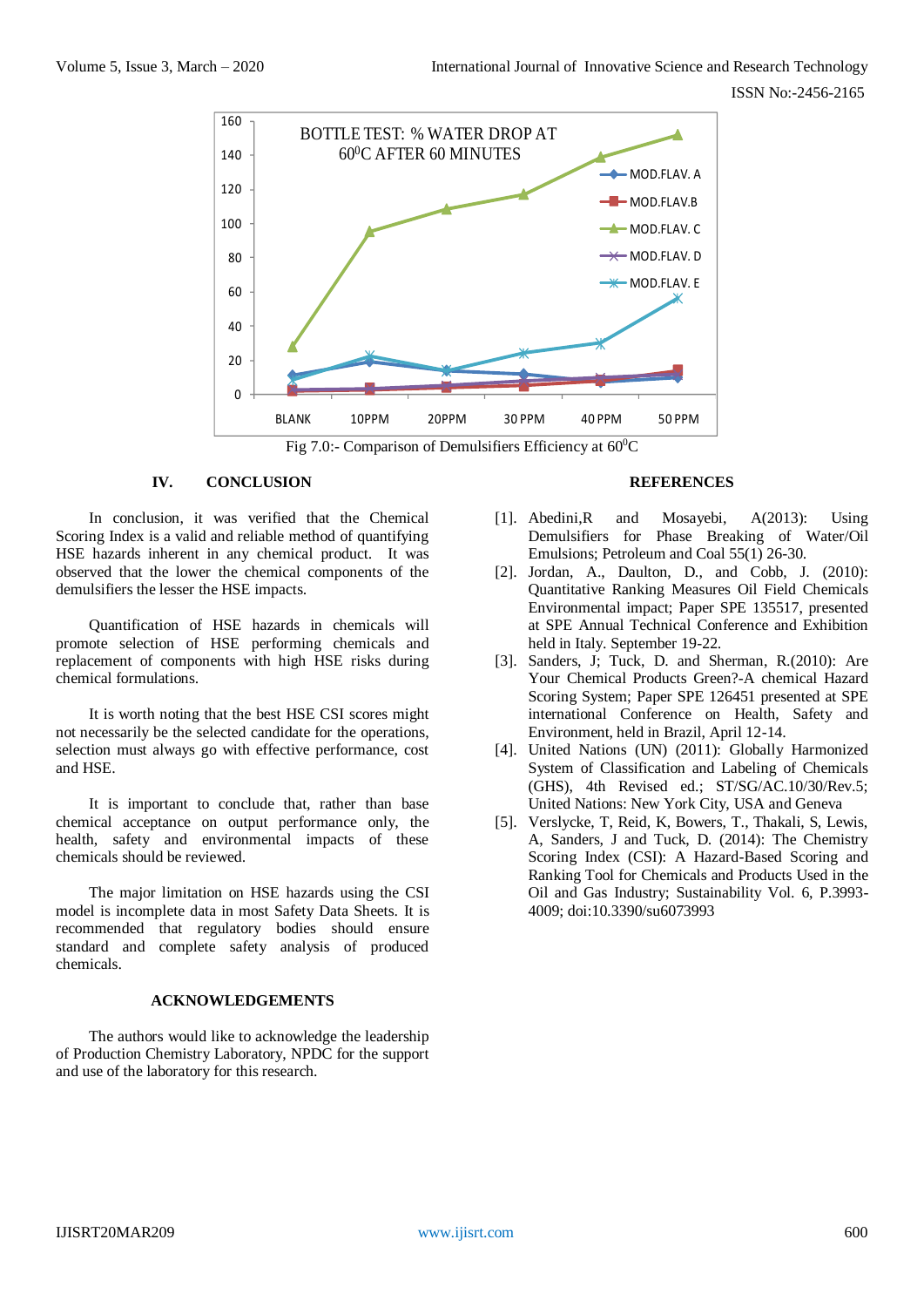160
140
120
100
80
60
40
20
0

BOTTLE TEST: % WATER DROP AT $60^0C$ AFTER 60 MINUTES

MOD.FLAV. A
MOD.FLAV.B
MOD.FLAV. C
MOD.FLAV. D
MOD.FLAV. E

BLANK 10PPM 20PPM 30 PPM 40 PPM 50 PPM

Fig 7.0:- Comparison of Demulsifiers Efficiency at $60^0C$

## IV. CONCLUSION

In conclusion, it was verified that the Chemical Scoring Index is a valid and reliable method of quantifying HSE hazards inherent in any chemical product. It was observed that the lower the chemical components of the demulsifiers the lesser the HSE impacts.

Quantification of HSE hazards in chemicals will promote selection of HSE performing chemicals and replacement of components with high HSE risks during chemical formulations.

It is worth noting that the best HSE CSI scores might not necessarily be the selected candidate for the operations, selection must always go with effective performance, cost and HSE.

It is important to conclude that, rather than base chemical acceptance on output performance only, the health, safety and environmental impacts of these chemicals should be reviewed.

The major limitation on HSE hazards using the CSI model is incomplete data in most Safety Data Sheets. It is recommended that regulatory bodies should ensure standard and complete safety analysis of produced chemicals.

## ACKNOWLEDGEMENTS

The authors would like to acknowledge the leadership of Production Chemistry Laboratory, NPDC for the support and use of the laboratory for this research.

## REFERENCES

[1]. Abedini,R and Mosayebi, A(2013): Using Demulsifiers for Phase Breaking of Water/Oil Emulsions; Petroleum and Coal 55(1) 26-30.

[2]. Jordan, A., Daulton, D., and Cobb, J. (2010): Quantitative Ranking Measures Oil Field Chemicals Environmental impact; Paper SPE 135517, presented at SPE Annual Technical Conference and Exhibition held in Italy. September 19-22.

[3]. Sanders, J; Tuck, D. and Sherman, R.(2010): Are Your Chemical Products Green?-A chemical Hazard Scoring System; Paper SPE 126451 presented at SPE international Conference on Health, Safety and Environment, held in Brazil, April 12-14.

[4]. United Nations (UN) (2011): Globally Harmonized System of Classification and Labeling of Chemicals (GHS), 4th Revised ed.; ST/SG/AC.10/30/Rev.5; United Nations: New York City, USA and Geneva

[5]. Verslycke, T, Reid, K, Bowers, T., Thakali, S, Lewis, A, Sanders, J and Tuck, D. (2014): The Chemistry Scoring Index (CSI): A Hazard-Based Scoring and Ranking Tool for Chemicals and Products Used in the Oil and Gas Industry; Sustainability Vol. 6, P.3993-4009; doi:10.3390/su6073993